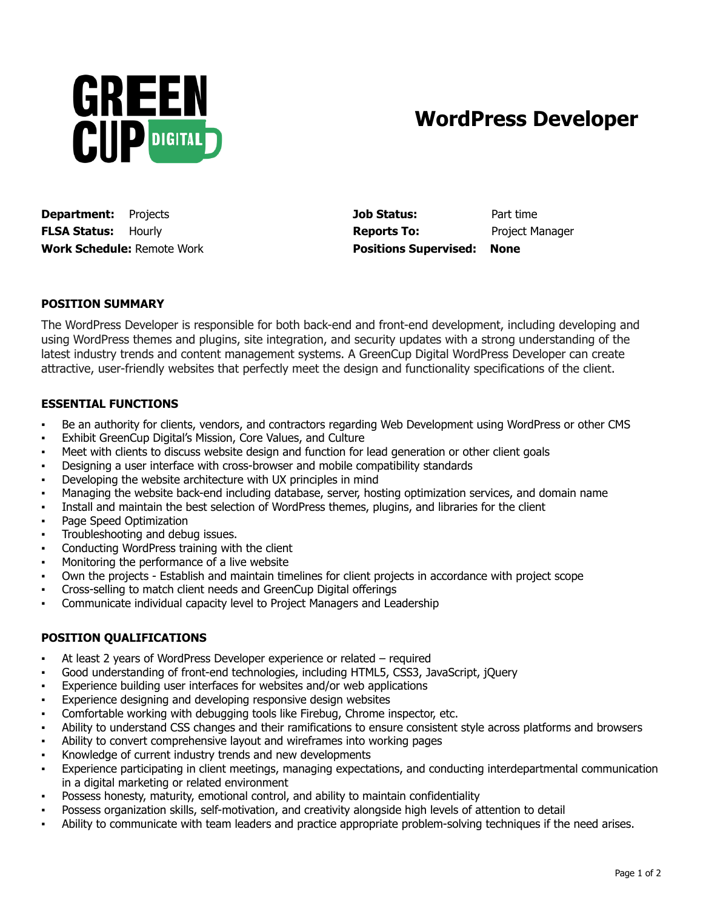GREEN CUP DIGITAL

# WordPress Developer

| | | | |
|---|---|---|---|
| **Department:** | Projects | **Job Status:** | Part time |
| **FLSA Status:** | Hourly | **Reports To:** | Project Manager |
| **Work Schedule:** | Remote Work | **Positions Supervised:** | **None** |

## POSITION SUMMARY

The WordPress Developer is responsible for both back-end and front-end development, including developing and using WordPress themes and plugins, site integration, and security updates with a strong understanding of the latest industry trends and content management systems. A GreenCup Digital WordPress Developer can create attractive, user-friendly websites that perfectly meet the design and functionality specifications of the client.

## ESSENTIAL FUNCTIONS

- Be an authority for clients, vendors, and contractors regarding Web Development using WordPress or other CMS
- Exhibit GreenCup Digital's Mission, Core Values, and Culture
- Meet with clients to discuss website design and function for lead generation or other client goals
- Designing a user interface with cross-browser and mobile compatibility standards
- Developing the website architecture with UX principles in mind
- Managing the website back-end including database, server, hosting optimization services, and domain name
- Install and maintain the best selection of WordPress themes, plugins, and libraries for the client
- Page Speed Optimization
- Troubleshooting and debug issues.
- Conducting WordPress training with the client
- Monitoring the performance of a live website
- Own the projects - Establish and maintain timelines for client projects in accordance with project scope
- Cross-selling to match client needs and GreenCup Digital offerings
- Communicate individual capacity level to Project Managers and Leadership

## POSITION QUALIFICATIONS

- At least 2 years of WordPress Developer experience or related – required
- Good understanding of front-end technologies, including HTML5, CSS3, JavaScript, jQuery
- Experience building user interfaces for websites and/or web applications
- Experience designing and developing responsive design websites
- Comfortable working with debugging tools like Firebug, Chrome inspector, etc.
- Ability to understand CSS changes and their ramifications to ensure consistent style across platforms and browsers
- Ability to convert comprehensive layout and wireframes into working pages
- Knowledge of current industry trends and new developments
- Experience participating in client meetings, managing expectations, and conducting interdepartmental communication in a digital marketing or related environment
- Possess honesty, maturity, emotional control, and ability to maintain confidentiality
- Possess organization skills, self-motivation, and creativity alongside high levels of attention to detail
- Ability to communicate with team leaders and practice appropriate problem-solving techniques if the need arises.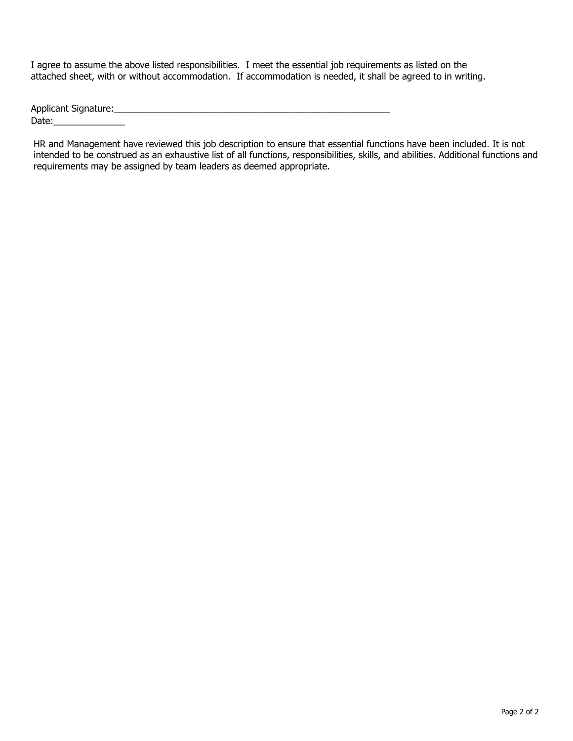I agree to assume the above listed responsibilities. I meet the essential job requirements as listed on the attached sheet, with or without accommodation. If accommodation is needed, it shall be agreed to in writing.

Applicant Signature:_________________________________________________________
Date:_______________

HR and Management have reviewed this job description to ensure that essential functions have been included. It is not intended to be construed as an exhaustive list of all functions, responsibilities, skills, and abilities. Additional functions and requirements may be assigned by team leaders as deemed appropriate.